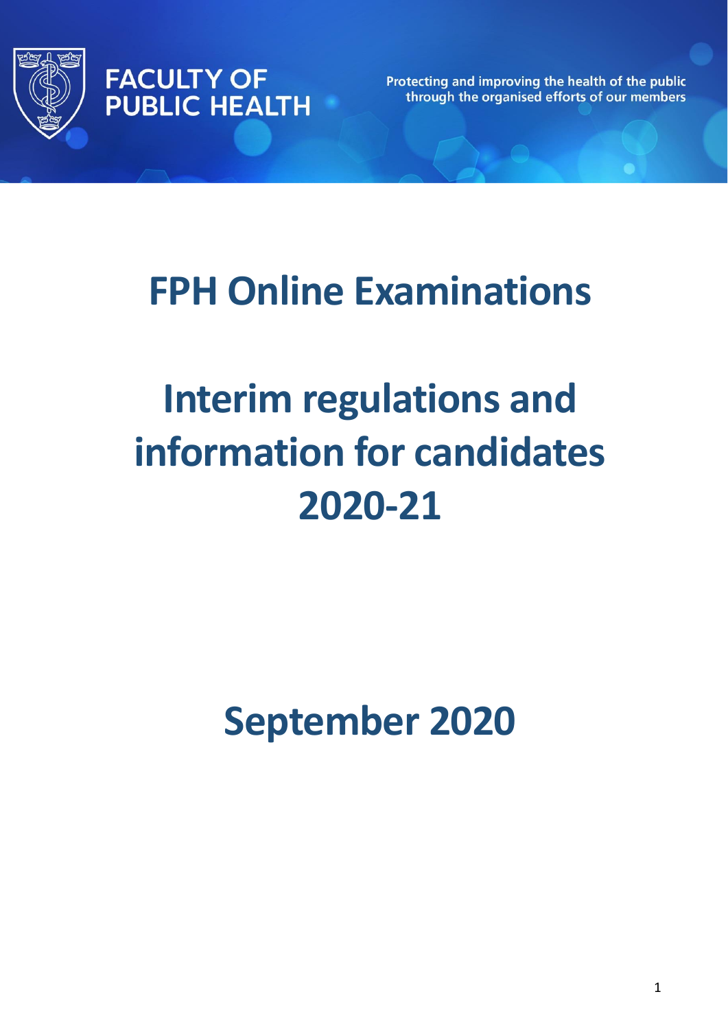FACULTY OF PUBLIC HEALTH

Protecting and improving the health of the public through the organised efforts of our members

# FPH Online Examinations

# Interim regulations and information for candidates 2020-21

## September 2020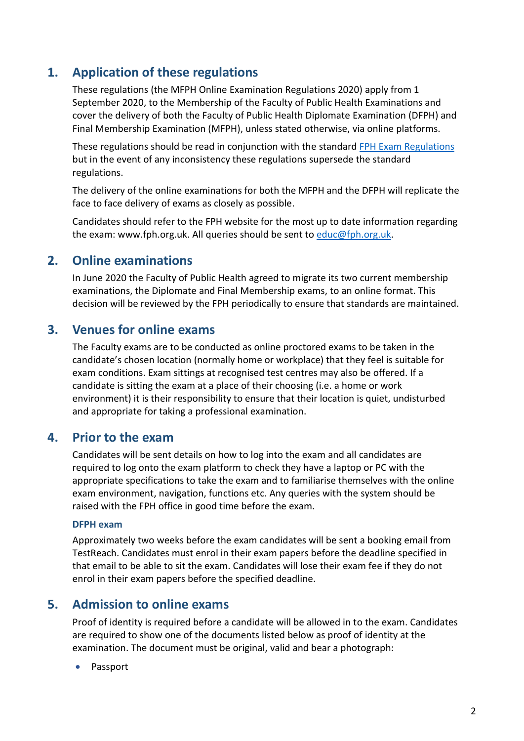## 1. Application of these regulations

These regulations (the MFPH Online Examination Regulations 2020) apply from 1 September 2020, to the Membership of the Faculty of Public Health Examinations and cover the delivery of both the Faculty of Public Health Diplomate Examination (DFPH) and Final Membership Examination (MFPH), unless stated otherwise, via online platforms.

These regulations should be read in conjunction with the standard [FPH Exam Regulations](FPH Exam Regulations) but in the event of any inconsistency these regulations supersede the standard regulations.

The delivery of the online examinations for both the MFPH and the DFPH will replicate the face to face delivery of exams as closely as possible.

Candidates should refer to the FPH website for the most up to date information regarding the exam: www.fph.org.uk. All queries should be sent to [educ@fph.org.uk](mailto:educ@fph.org.uk).

## 2. Online examinations

In June 2020 the Faculty of Public Health agreed to migrate its two current membership examinations, the Diplomate and Final Membership exams, to an online format. This decision will be reviewed by the FPH periodically to ensure that standards are maintained.

## 3. Venues for online exams

The Faculty exams are to be conducted as online proctored exams to be taken in the candidate's chosen location (normally home or workplace) that they feel is suitable for exam conditions. Exam sittings at recognised test centres may also be offered. If a candidate is sitting the exam at a place of their choosing (i.e. a home or work environment) it is their responsibility to ensure that their location is quiet, undisturbed and appropriate for taking a professional examination.

## 4. Prior to the exam

Candidates will be sent details on how to log into the exam and all candidates are required to log onto the exam platform to check they have a laptop or PC with the appropriate specifications to take the exam and to familiarise themselves with the online exam environment, navigation, functions etc. Any queries with the system should be raised with the FPH office in good time before the exam.

#### DFPH exam

Approximately two weeks before the exam candidates will be sent a booking email from TestReach. Candidates must enrol in their exam papers before the deadline specified in that email to be able to sit the exam. Candidates will lose their exam fee if they do not enrol in their exam papers before the specified deadline.

## 5. Admission to online exams

Proof of identity is required before a candidate will be allowed in to the exam. Candidates are required to show one of the documents listed below as proof of identity at the examination. The document must be original, valid and bear a photograph:

- Passport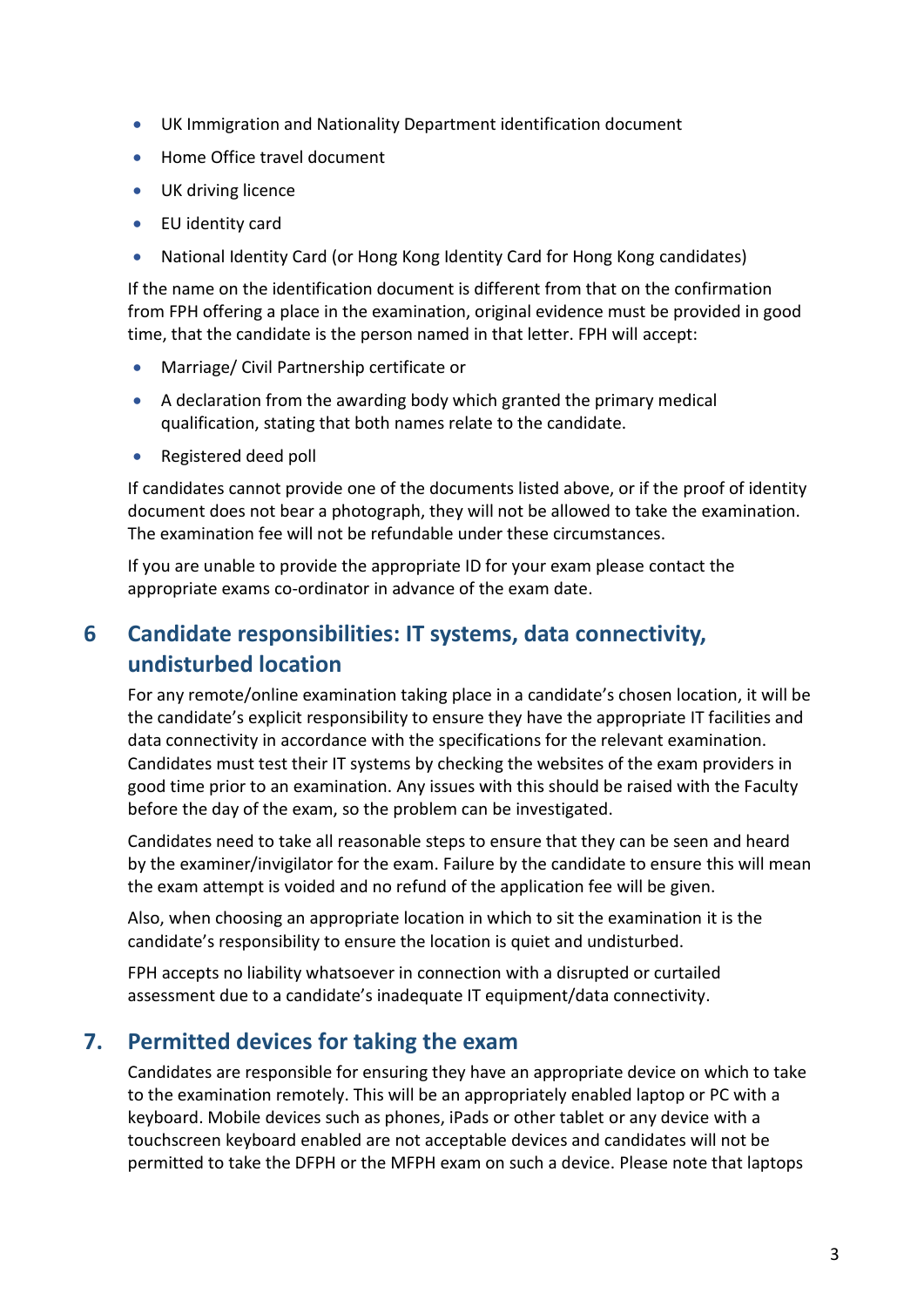- UK Immigration and Nationality Department identification document
- Home Office travel document
- UK driving licence
- EU identity card
- National Identity Card (or Hong Kong Identity Card for Hong Kong candidates)

If the name on the identification document is different from that on the confirmation from FPH offering a place in the examination, original evidence must be provided in good time, that the candidate is the person named in that letter. FPH will accept:

- Marriage/ Civil Partnership certificate or
- A declaration from the awarding body which granted the primary medical qualification, stating that both names relate to the candidate.
- Registered deed poll

If candidates cannot provide one of the documents listed above, or if the proof of identity document does not bear a photograph, they will not be allowed to take the examination. The examination fee will not be refundable under these circumstances.

If you are unable to provide the appropriate ID for your exam please contact the appropriate exams co-ordinator in advance of the exam date.

## 6 Candidate responsibilities: IT systems, data connectivity, undisturbed location

For any remote/online examination taking place in a candidate's chosen location, it will be the candidate's explicit responsibility to ensure they have the appropriate IT facilities and data connectivity in accordance with the specifications for the relevant examination. Candidates must test their IT systems by checking the websites of the exam providers in good time prior to an examination. Any issues with this should be raised with the Faculty before the day of the exam, so the problem can be investigated.

Candidates need to take all reasonable steps to ensure that they can be seen and heard by the examiner/invigilator for the exam. Failure by the candidate to ensure this will mean the exam attempt is voided and no refund of the application fee will be given.

Also, when choosing an appropriate location in which to sit the examination it is the candidate's responsibility to ensure the location is quiet and undisturbed.

FPH accepts no liability whatsoever in connection with a disrupted or curtailed assessment due to a candidate's inadequate IT equipment/data connectivity.

## 7. Permitted devices for taking the exam

Candidates are responsible for ensuring they have an appropriate device on which to take to the examination remotely. This will be an appropriately enabled laptop or PC with a keyboard. Mobile devices such as phones, iPads or other tablet or any device with a touchscreen keyboard enabled are not acceptable devices and candidates will not be permitted to take the DFPH or the MFPH exam on such a device. Please note that laptops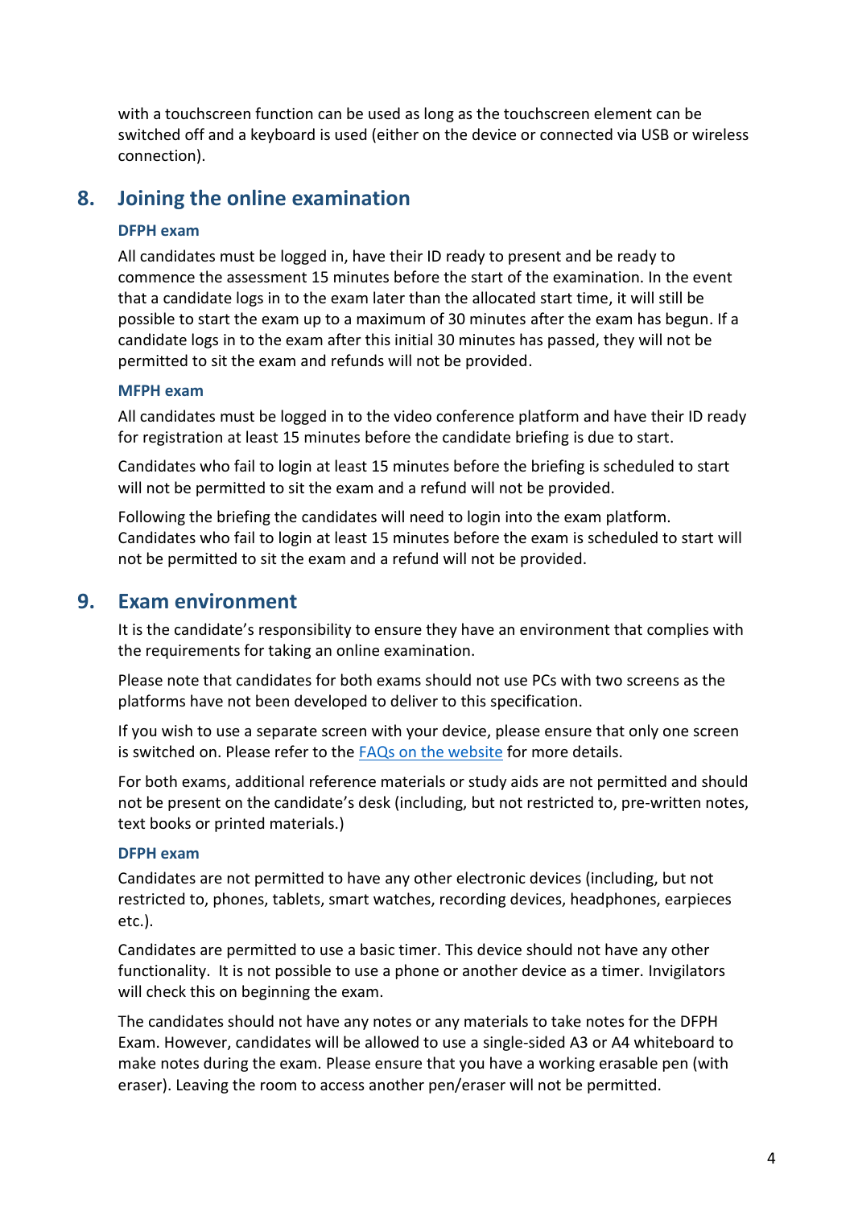with a touchscreen function can be used as long as the touchscreen element can be switched off and a keyboard is used (either on the device or connected via USB or wireless connection).

## 8. Joining the online examination

### DFPH exam

All candidates must be logged in, have their ID ready to present and be ready to commence the assessment 15 minutes before the start of the examination. In the event that a candidate logs in to the exam later than the allocated start time, it will still be possible to start the exam up to a maximum of 30 minutes after the exam has begun. If a candidate logs in to the exam after this initial 30 minutes has passed, they will not be permitted to sit the exam and refunds will not be provided.

### MFPH exam

All candidates must be logged in to the video conference platform and have their ID ready for registration at least 15 minutes before the candidate briefing is due to start.

Candidates who fail to login at least 15 minutes before the briefing is scheduled to start will not be permitted to sit the exam and a refund will not be provided.

Following the briefing the candidates will need to login into the exam platform. Candidates who fail to login at least 15 minutes before the exam is scheduled to start will not be permitted to sit the exam and a refund will not be provided.

## 9. Exam environment

It is the candidate's responsibility to ensure they have an environment that complies with the requirements for taking an online examination.

Please note that candidates for both exams should not use PCs with two screens as the platforms have not been developed to deliver to this specification.

If you wish to use a separate screen with your device, please ensure that only one screen is switched on. Please refer to the FAQs on the website for more details.

For both exams, additional reference materials or study aids are not permitted and should not be present on the candidate's desk (including, but not restricted to, pre-written notes, text books or printed materials.)

### DFPH exam

Candidates are not permitted to have any other electronic devices (including, but not restricted to, phones, tablets, smart watches, recording devices, headphones, earpieces etc.).

Candidates are permitted to use a basic timer. This device should not have any other functionality. It is not possible to use a phone or another device as a timer. Invigilators will check this on beginning the exam.

The candidates should not have any notes or any materials to take notes for the DFPH Exam. However, candidates will be allowed to use a single-sided A3 or A4 whiteboard to make notes during the exam. Please ensure that you have a working erasable pen (with eraser). Leaving the room to access another pen/eraser will not be permitted.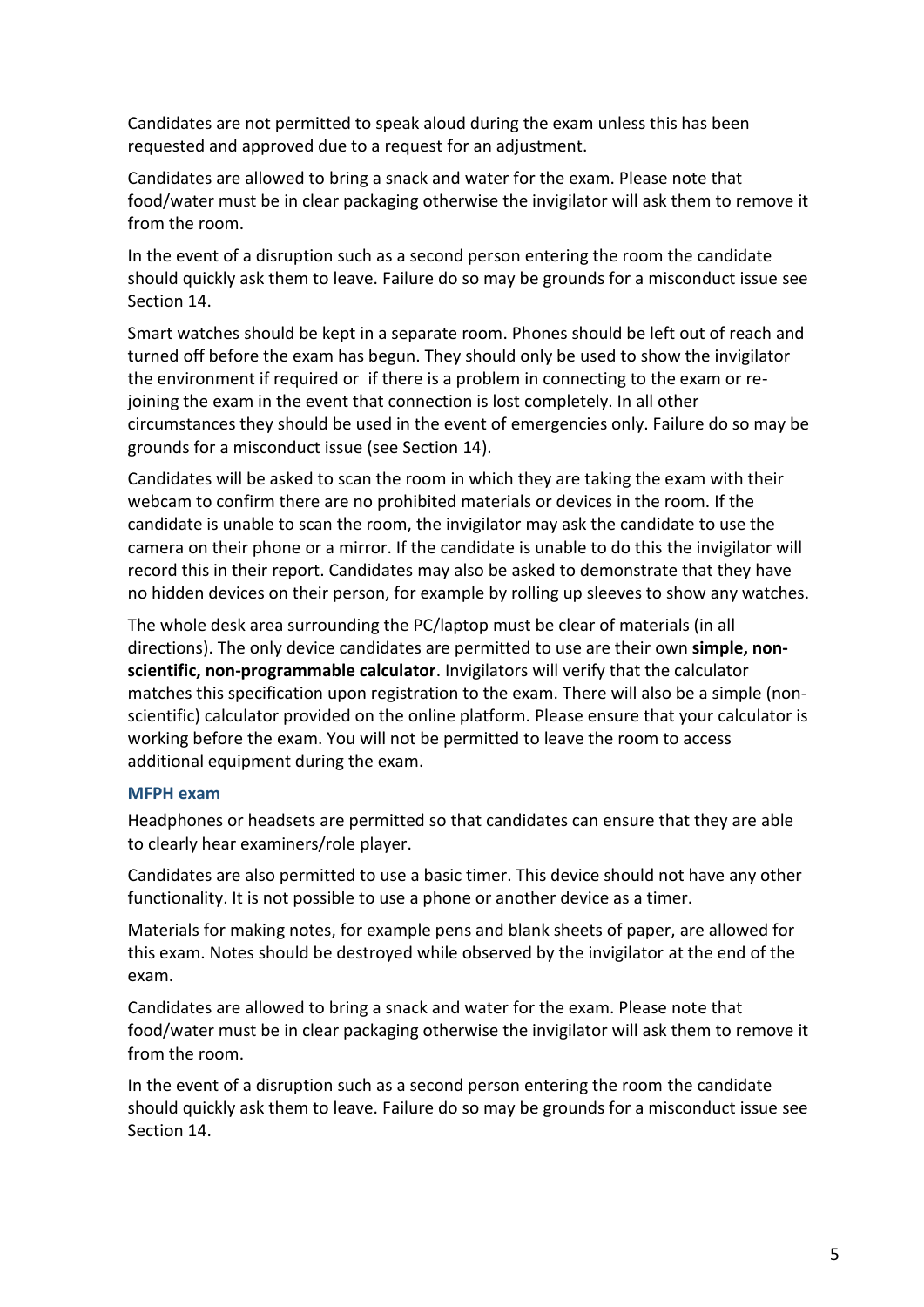Candidates are not permitted to speak aloud during the exam unless this has been requested and approved due to a request for an adjustment.

Candidates are allowed to bring a snack and water for the exam. Please note that food/water must be in clear packaging otherwise the invigilator will ask them to remove it from the room.

In the event of a disruption such as a second person entering the room the candidate should quickly ask them to leave. Failure do so may be grounds for a misconduct issue see Section 14.

Smart watches should be kept in a separate room. Phones should be left out of reach and turned off before the exam has begun. They should only be used to show the invigilator the environment if required or if there is a problem in connecting to the exam or re-joining the exam in the event that connection is lost completely. In all other circumstances they should be used in the event of emergencies only. Failure do so may be grounds for a misconduct issue (see Section 14).

Candidates will be asked to scan the room in which they are taking the exam with their webcam to confirm there are no prohibited materials or devices in the room. If the candidate is unable to scan the room, the invigilator may ask the candidate to use the camera on their phone or a mirror. If the candidate is unable to do this the invigilator will record this in their report. Candidates may also be asked to demonstrate that they have no hidden devices on their person, for example by rolling up sleeves to show any watches.

The whole desk area surrounding the PC/laptop must be clear of materials (in all directions). The only device candidates are permitted to use are their own **simple, non-scientific, non-programmable calculator**. Invigilators will verify that the calculator matches this specification upon registration to the exam. There will also be a simple (non-scientific) calculator provided on the online platform. Please ensure that your calculator is working before the exam. You will not be permitted to leave the room to access additional equipment during the exam.

### MFPH exam

Headphones or headsets are permitted so that candidates can ensure that they are able to clearly hear examiners/role player.

Candidates are also permitted to use a basic timer. This device should not have any other functionality. It is not possible to use a phone or another device as a timer.

Materials for making notes, for example pens and blank sheets of paper, are allowed for this exam. Notes should be destroyed while observed by the invigilator at the end of the exam.

Candidates are allowed to bring a snack and water for the exam. Please note that food/water must be in clear packaging otherwise the invigilator will ask them to remove it from the room.

In the event of a disruption such as a second person entering the room the candidate should quickly ask them to leave. Failure do so may be grounds for a misconduct issue see Section 14.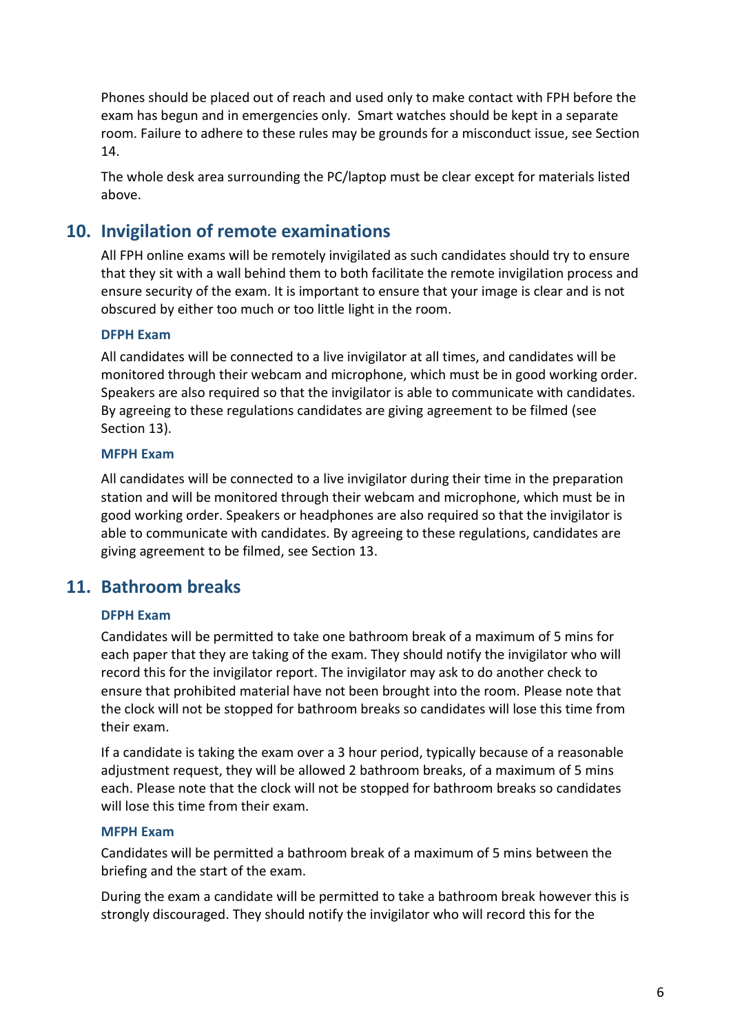Phones should be placed out of reach and used only to make contact with FPH before the exam has begun and in emergencies only. Smart watches should be kept in a separate room. Failure to adhere to these rules may be grounds for a misconduct issue, see Section 14.

The whole desk area surrounding the PC/laptop must be clear except for materials listed above.

## 10. Invigilation of remote examinations

All FPH online exams will be remotely invigilated as such candidates should try to ensure that they sit with a wall behind them to both facilitate the remote invigilation process and ensure security of the exam. It is important to ensure that your image is clear and is not obscured by either too much or too little light in the room.

### DFPH Exam

All candidates will be connected to a live invigilator at all times, and candidates will be monitored through their webcam and microphone, which must be in good working order. Speakers are also required so that the invigilator is able to communicate with candidates. By agreeing to these regulations candidates are giving agreement to be filmed (see Section 13).

### MFPH Exam

All candidates will be connected to a live invigilator during their time in the preparation station and will be monitored through their webcam and microphone, which must be in good working order. Speakers or headphones are also required so that the invigilator is able to communicate with candidates. By agreeing to these regulations, candidates are giving agreement to be filmed, see Section 13.

## 11. Bathroom breaks

### DFPH Exam

Candidates will be permitted to take one bathroom break of a maximum of 5 mins for each paper that they are taking of the exam. They should notify the invigilator who will record this for the invigilator report. The invigilator may ask to do another check to ensure that prohibited material have not been brought into the room. Please note that the clock will not be stopped for bathroom breaks so candidates will lose this time from their exam.

If a candidate is taking the exam over a 3 hour period, typically because of a reasonable adjustment request, they will be allowed 2 bathroom breaks, of a maximum of 5 mins each. Please note that the clock will not be stopped for bathroom breaks so candidates will lose this time from their exam.

### MFPH Exam

Candidates will be permitted a bathroom break of a maximum of 5 mins between the briefing and the start of the exam.

During the exam a candidate will be permitted to take a bathroom break however this is strongly discouraged. They should notify the invigilator who will record this for the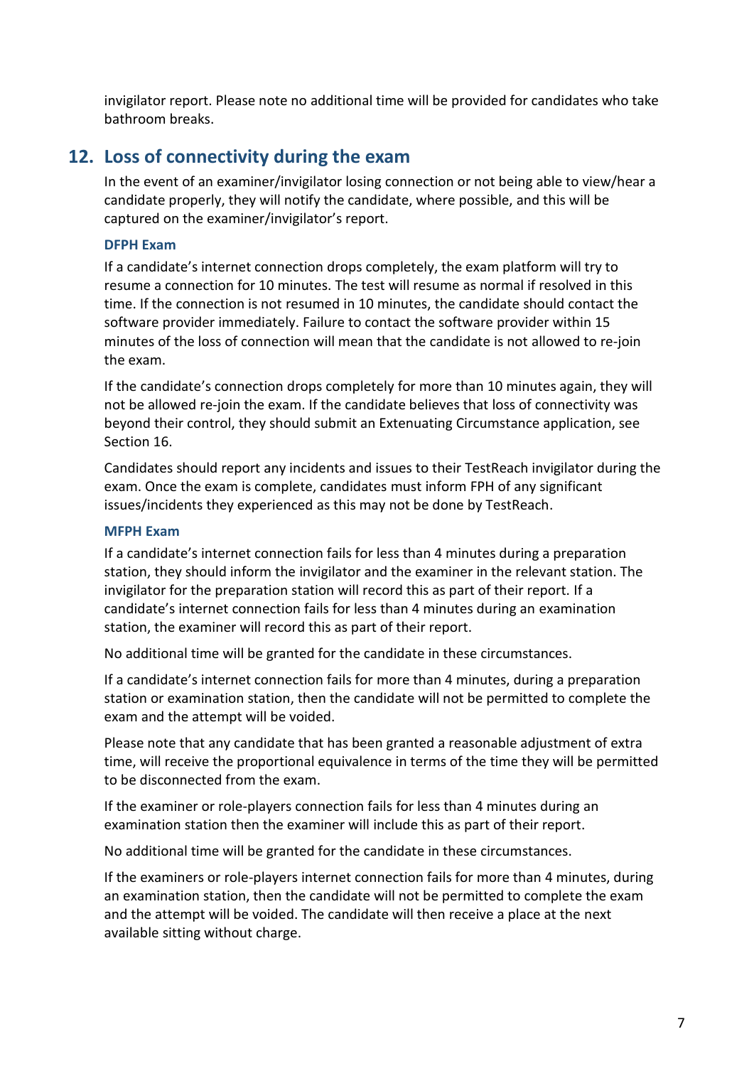invigilator report. Please note no additional time will be provided for candidates who take bathroom breaks.

## 12. Loss of connectivity during the exam

In the event of an examiner/invigilator losing connection or not being able to view/hear a candidate properly, they will notify the candidate, where possible, and this will be captured on the examiner/invigilator's report.

### DFPH Exam

If a candidate's internet connection drops completely, the exam platform will try to resume a connection for 10 minutes. The test will resume as normal if resolved in this time. If the connection is not resumed in 10 minutes, the candidate should contact the software provider immediately. Failure to contact the software provider within 15 minutes of the loss of connection will mean that the candidate is not allowed to re-join the exam.

If the candidate's connection drops completely for more than 10 minutes again, they will not be allowed re-join the exam. If the candidate believes that loss of connectivity was beyond their control, they should submit an Extenuating Circumstance application, see Section 16.

Candidates should report any incidents and issues to their TestReach invigilator during the exam. Once the exam is complete, candidates must inform FPH of any significant issues/incidents they experienced as this may not be done by TestReach.

### MFPH Exam

If a candidate's internet connection fails for less than 4 minutes during a preparation station, they should inform the invigilator and the examiner in the relevant station. The invigilator for the preparation station will record this as part of their report. If a candidate's internet connection fails for less than 4 minutes during an examination station, the examiner will record this as part of their report.

No additional time will be granted for the candidate in these circumstances.

If a candidate's internet connection fails for more than 4 minutes, during a preparation station or examination station, then the candidate will not be permitted to complete the exam and the attempt will be voided.

Please note that any candidate that has been granted a reasonable adjustment of extra time, will receive the proportional equivalence in terms of the time they will be permitted to be disconnected from the exam.

If the examiner or role-players connection fails for less than 4 minutes during an examination station then the examiner will include this as part of their report.

No additional time will be granted for the candidate in these circumstances.

If the examiners or role-players internet connection fails for more than 4 minutes, during an examination station, then the candidate will not be permitted to complete the exam and the attempt will be voided. The candidate will then receive a place at the next available sitting without charge.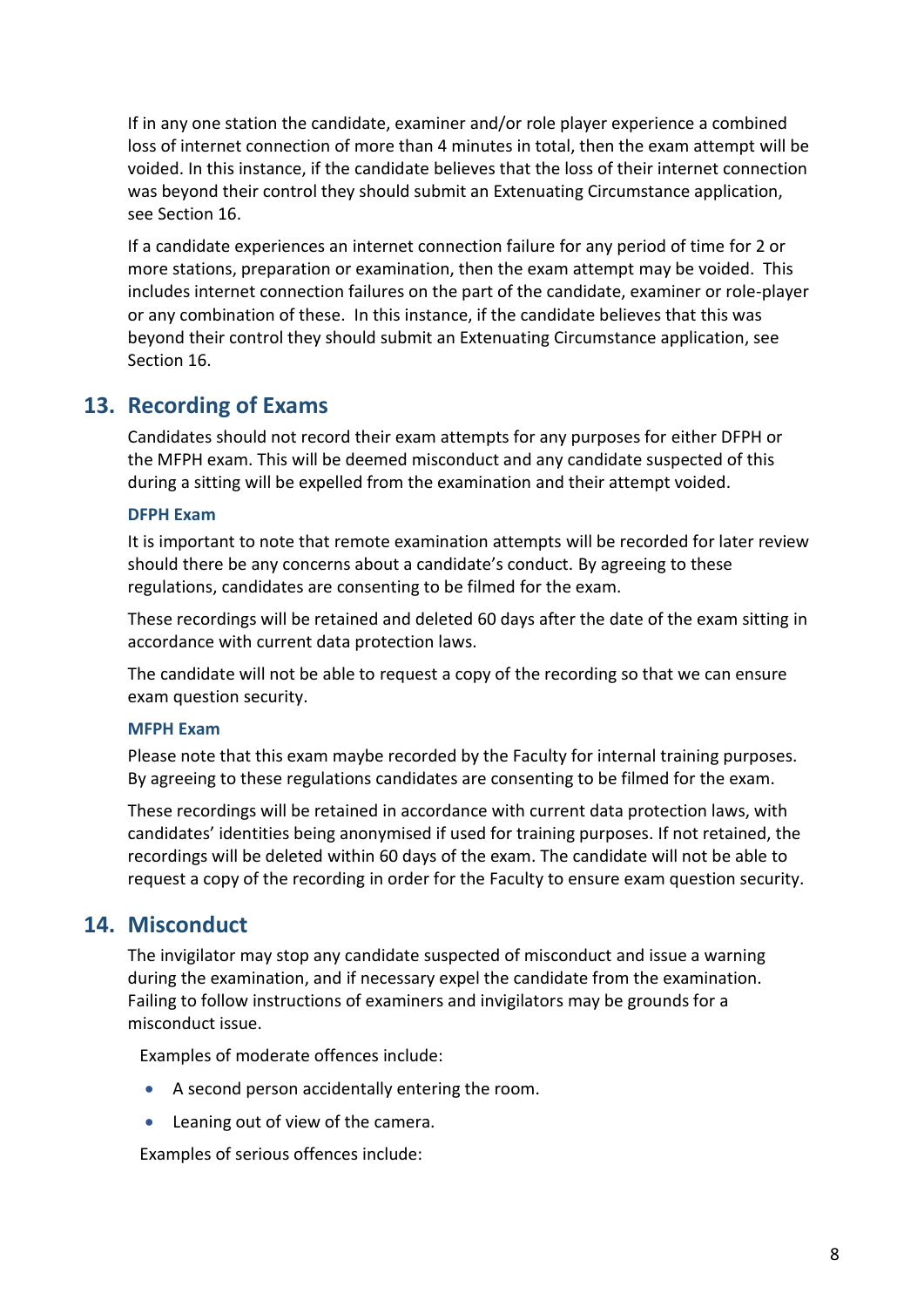If in any one station the candidate, examiner and/or role player experience a combined loss of internet connection of more than 4 minutes in total, then the exam attempt will be voided. In this instance, if the candidate believes that the loss of their internet connection was beyond their control they should submit an Extenuating Circumstance application, see Section 16.

If a candidate experiences an internet connection failure for any period of time for 2 or more stations, preparation or examination, then the exam attempt may be voided. This includes internet connection failures on the part of the candidate, examiner or role-player or any combination of these. In this instance, if the candidate believes that this was beyond their control they should submit an Extenuating Circumstance application, see Section 16.

## 13. Recording of Exams

Candidates should not record their exam attempts for any purposes for either DFPH or the MFPH exam. This will be deemed misconduct and any candidate suspected of this during a sitting will be expelled from the examination and their attempt voided.

### DFPH Exam

It is important to note that remote examination attempts will be recorded for later review should there be any concerns about a candidate's conduct. By agreeing to these regulations, candidates are consenting to be filmed for the exam.

These recordings will be retained and deleted 60 days after the date of the exam sitting in accordance with current data protection laws.

The candidate will not be able to request a copy of the recording so that we can ensure exam question security.

### MFPH Exam

Please note that this exam maybe recorded by the Faculty for internal training purposes. By agreeing to these regulations candidates are consenting to be filmed for the exam.

These recordings will be retained in accordance with current data protection laws, with candidates' identities being anonymised if used for training purposes. If not retained, the recordings will be deleted within 60 days of the exam. The candidate will not be able to request a copy of the recording in order for the Faculty to ensure exam question security.

## 14. Misconduct

The invigilator may stop any candidate suspected of misconduct and issue a warning during the examination, and if necessary expel the candidate from the examination. Failing to follow instructions of examiners and invigilators may be grounds for a misconduct issue.

Examples of moderate offences include:

- A second person accidentally entering the room.
- Leaning out of view of the camera.

Examples of serious offences include: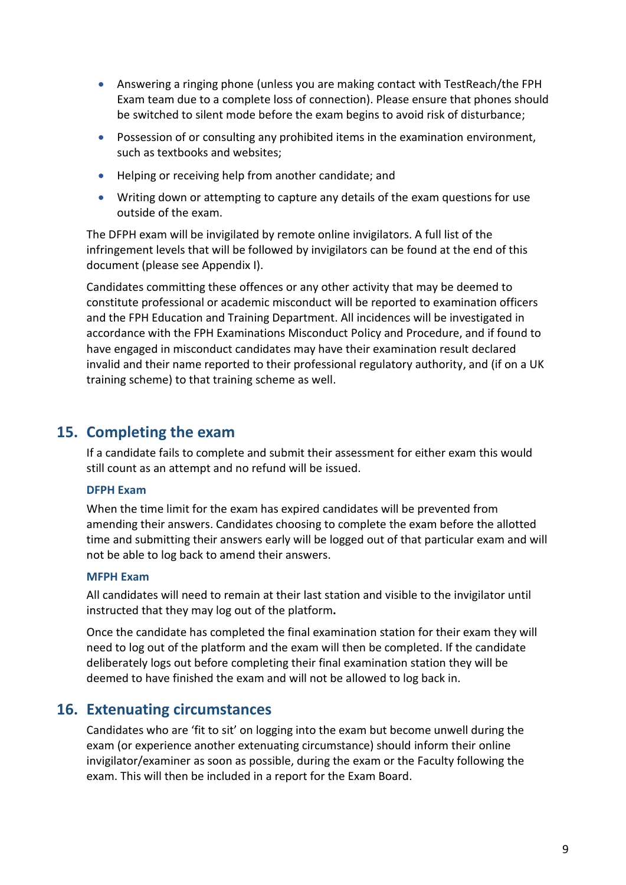- Answering a ringing phone (unless you are making contact with TestReach/the FPH Exam team due to a complete loss of connection). Please ensure that phones should be switched to silent mode before the exam begins to avoid risk of disturbance;
- Possession of or consulting any prohibited items in the examination environment, such as textbooks and websites;
- Helping or receiving help from another candidate; and
- Writing down or attempting to capture any details of the exam questions for use outside of the exam.

The DFPH exam will be invigilated by remote online invigilators. A full list of the infringement levels that will be followed by invigilators can be found at the end of this document (please see Appendix I).

Candidates committing these offences or any other activity that may be deemed to constitute professional or academic misconduct will be reported to examination officers and the FPH Education and Training Department. All incidences will be investigated in accordance with the FPH Examinations Misconduct Policy and Procedure, and if found to have engaged in misconduct candidates may have their examination result declared invalid and their name reported to their professional regulatory authority, and (if on a UK training scheme) to that training scheme as well.

## 15. Completing the exam

If a candidate fails to complete and submit their assessment for either exam this would still count as an attempt and no refund will be issued.

### DFPH Exam

When the time limit for the exam has expired candidates will be prevented from amending their answers. Candidates choosing to complete the exam before the allotted time and submitting their answers early will be logged out of that particular exam and will not be able to log back to amend their answers.

### MFPH Exam

All candidates will need to remain at their last station and visible to the invigilator until instructed that they may log out of the platform**.**

Once the candidate has completed the final examination station for their exam they will need to log out of the platform and the exam will then be completed. If the candidate deliberately logs out before completing their final examination station they will be deemed to have finished the exam and will not be allowed to log back in.

## 16. Extenuating circumstances

Candidates who are 'fit to sit' on logging into the exam but become unwell during the exam (or experience another extenuating circumstance) should inform their online invigilator/examiner as soon as possible, during the exam or the Faculty following the exam. This will then be included in a report for the Exam Board.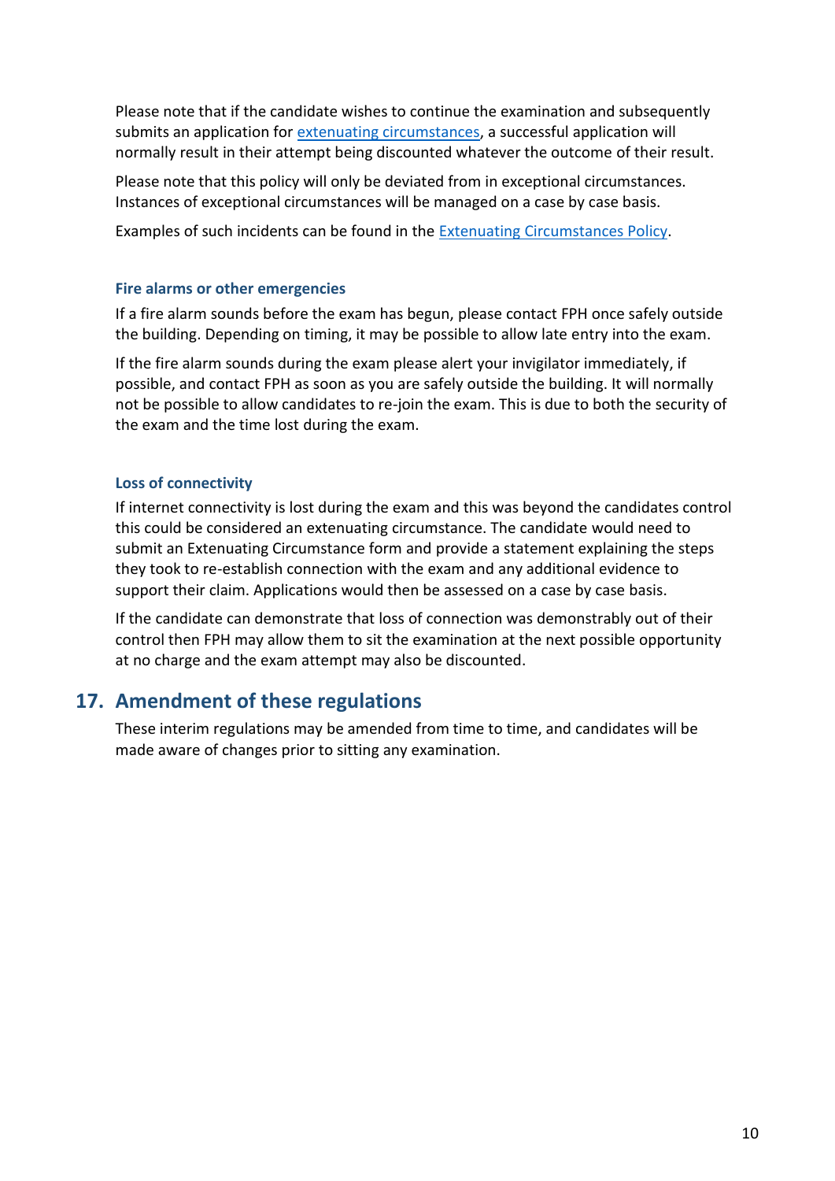Please note that if the candidate wishes to continue the examination and subsequently submits an application for extenuating circumstances, a successful application will normally result in their attempt being discounted whatever the outcome of their result.

Please note that this policy will only be deviated from in exceptional circumstances. Instances of exceptional circumstances will be managed on a case by case basis.

Examples of such incidents can be found in the Extenuating Circumstances Policy.

### Fire alarms or other emergencies

If a fire alarm sounds before the exam has begun, please contact FPH once safely outside the building. Depending on timing, it may be possible to allow late entry into the exam.

If the fire alarm sounds during the exam please alert your invigilator immediately, if possible, and contact FPH as soon as you are safely outside the building. It will normally not be possible to allow candidates to re-join the exam. This is due to both the security of the exam and the time lost during the exam.

### Loss of connectivity

If internet connectivity is lost during the exam and this was beyond the candidates control this could be considered an extenuating circumstance. The candidate would need to submit an Extenuating Circumstance form and provide a statement explaining the steps they took to re-establish connection with the exam and any additional evidence to support their claim. Applications would then be assessed on a case by case basis.

If the candidate can demonstrate that loss of connection was demonstrably out of their control then FPH may allow them to sit the examination at the next possible opportunity at no charge and the exam attempt may also be discounted.

## 17. Amendment of these regulations

These interim regulations may be amended from time to time, and candidates will be made aware of changes prior to sitting any examination.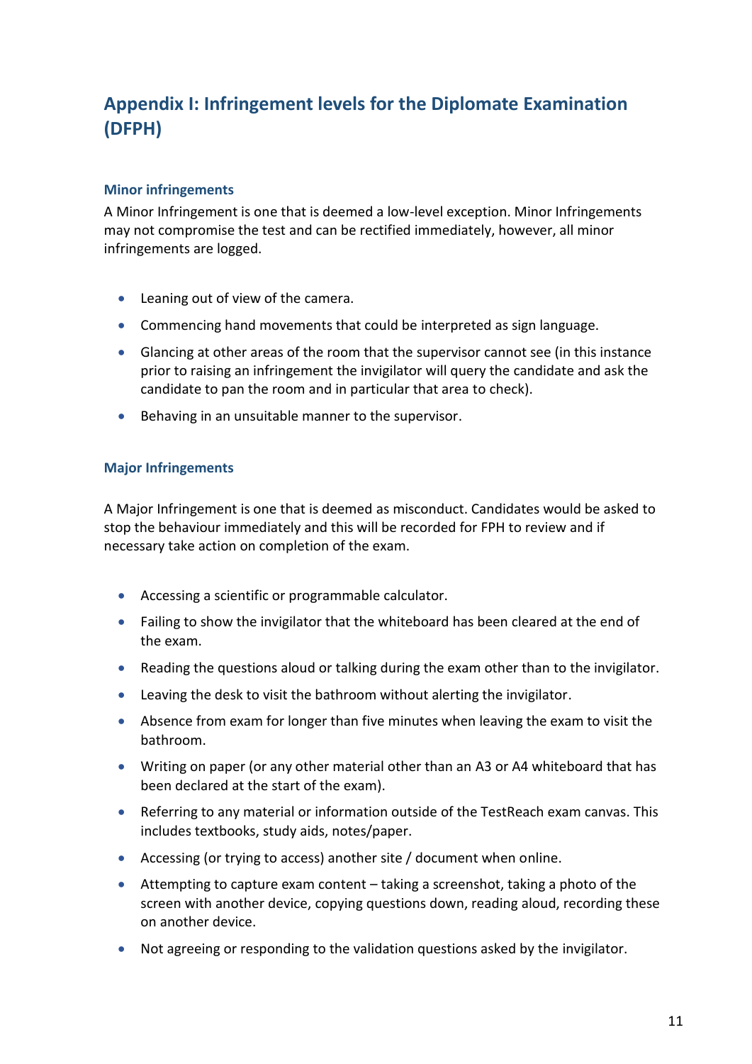## Appendix I: Infringement levels for the Diplomate Examination (DFPH)

### Minor infringements

A Minor Infringement is one that is deemed a low-level exception. Minor Infringements may not compromise the test and can be rectified immediately, however, all minor infringements are logged.

- Leaning out of view of the camera.
- Commencing hand movements that could be interpreted as sign language.
- Glancing at other areas of the room that the supervisor cannot see (in this instance prior to raising an infringement the invigilator will query the candidate and ask the candidate to pan the room and in particular that area to check).
- Behaving in an unsuitable manner to the supervisor.

### Major Infringements

A Major Infringement is one that is deemed as misconduct. Candidates would be asked to stop the behaviour immediately and this will be recorded for FPH to review and if necessary take action on completion of the exam.

- Accessing a scientific or programmable calculator.
- Failing to show the invigilator that the whiteboard has been cleared at the end of the exam.
- Reading the questions aloud or talking during the exam other than to the invigilator.
- Leaving the desk to visit the bathroom without alerting the invigilator.
- Absence from exam for longer than five minutes when leaving the exam to visit the bathroom.
- Writing on paper (or any other material other than an A3 or A4 whiteboard that has been declared at the start of the exam).
- Referring to any material or information outside of the TestReach exam canvas. This includes textbooks, study aids, notes/paper.
- Accessing (or trying to access) another site / document when online.
- Attempting to capture exam content – taking a screenshot, taking a photo of the screen with another device, copying questions down, reading aloud, recording these on another device.
- Not agreeing or responding to the validation questions asked by the invigilator.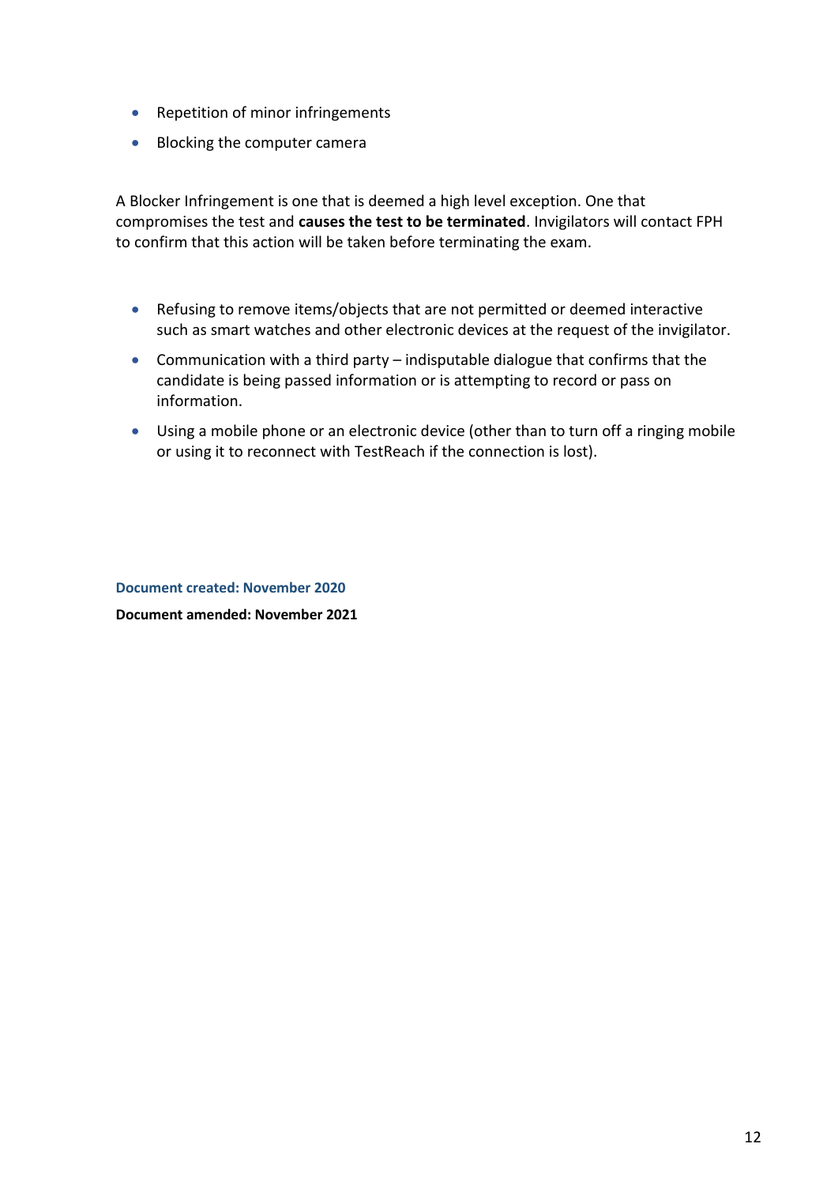- Repetition of minor infringements
- Blocking the computer camera

A Blocker Infringement is one that is deemed a high level exception. One that compromises the test and **causes the test to be terminated**. Invigilators will contact FPH to confirm that this action will be taken before terminating the exam.

- Refusing to remove items/objects that are not permitted or deemed interactive such as smart watches and other electronic devices at the request of the invigilator.
- Communication with a third party – indisputable dialogue that confirms that the candidate is being passed information or is attempting to record or pass on information.
- Using a mobile phone or an electronic device (other than to turn off a ringing mobile or using it to reconnect with TestReach if the connection is lost).

**Document created: November 2020**

**Document amended: November 2021**